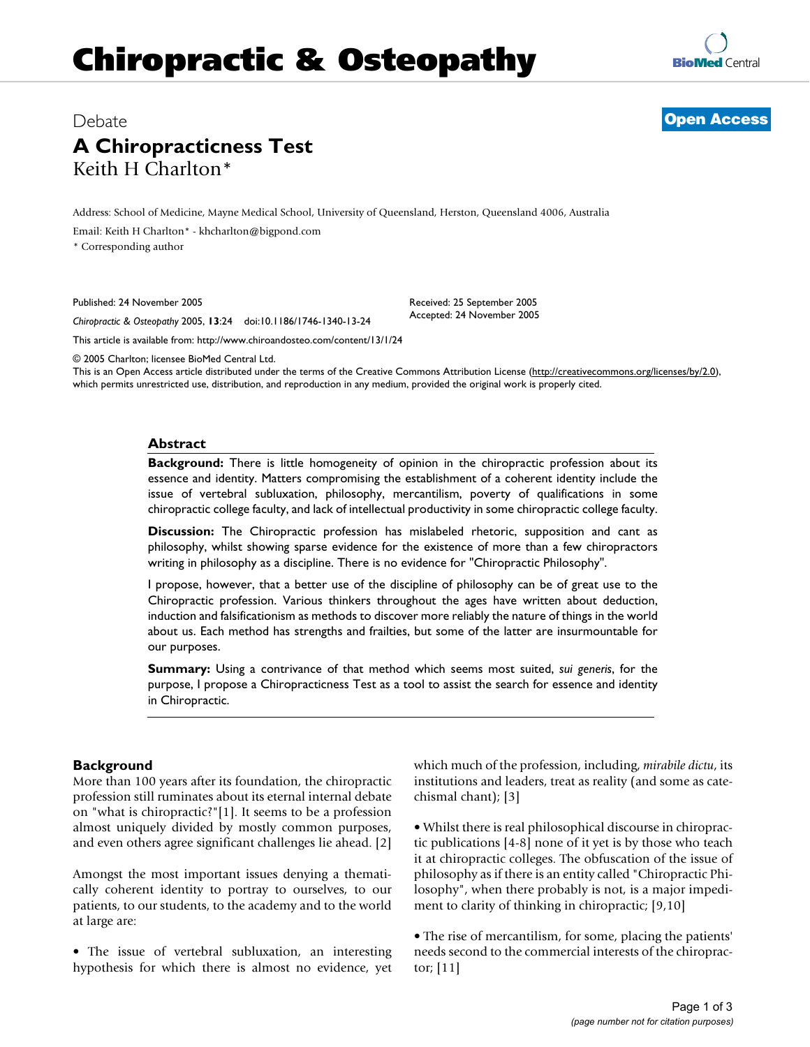# Chiropractic & Osteopathy

Debate

## A Chiropracticness Test

Keith H Charlton*

Address: School of Medicine, Mayne Medical School, University of Queensland, Herston, Queensland 4006, Australia

Email: Keith H Charlton* - khcharlton@bigpond.com

* Corresponding author

Published: 24 November 2005

*Chiropractic & Osteopathy* 2005, **13**:24 doi:10.1186/1746-1340-13-24

Received: 25 September 2005
Accepted: 24 November 2005

This article is available from: http://www.chiroandosteo.com/content/13/1/24

© 2005 Charlton; licensee BioMed Central Ltd.

This is an Open Access article distributed under the terms of the Creative Commons Attribution License (http://creativecommons.org/licenses/by/2.0), which permits unrestricted use, distribution, and reproduction in any medium, provided the original work is properly cited.

### Abstract

**Background:** There is little homogeneity of opinion in the chiropractic profession about its essence and identity. Matters compromising the establishment of a coherent identity include the issue of vertebral subluxation, philosophy, mercantilism, poverty of qualifications in some chiropractic college faculty, and lack of intellectual productivity in some chiropractic college faculty.

**Discussion:** The Chiropractic profession has mislabeled rhetoric, supposition and cant as philosophy, whilst showing sparse evidence for the existence of more than a few chiropractors writing in philosophy as a discipline. There is no evidence for "Chiropractic Philosophy".

I propose, however, that a better use of the discipline of philosophy can be of great use to the Chiropractic profession. Various thinkers throughout the ages have written about deduction, induction and falsificationism as methods to discover more reliably the nature of things in the world about us. Each method has strengths and frailties, but some of the latter are insurmountable for our purposes.

**Summary:** Using a contrivance of that method which seems most suited, *sui generis*, for the purpose, I propose a Chiropracticness Test as a tool to assist the search for essence and identity in Chiropractic.

## Background

More than 100 years after its foundation, the chiropractic profession still ruminates about its eternal internal debate on "what is chiropractic?"[1]. It seems to be a profession almost uniquely divided by mostly common purposes, and even others agree significant challenges lie ahead. [2]

Amongst the most important issues denying a thematically coherent identity to portray to ourselves, to our patients, to our students, to the academy and to the world at large are:

• The issue of vertebral subluxation, an interesting hypothesis for which there is almost no evidence, yet which much of the profession, including, *mirabile dictu*, its institutions and leaders, treat as reality (and some as catechismal chant); [3]

• Whilst there is real philosophical discourse in chiropractic publications [4-8] none of it yet is by those who teach it at chiropractic colleges. The obfuscation of the issue of philosophy as if there is an entity called "Chiropractic Philosophy", when there probably is not, is a major impediment to clarity of thinking in chiropractic; [9,10]

• The rise of mercantilism, for some, placing the patients' needs second to the commercial interests of the chiropractor; [11]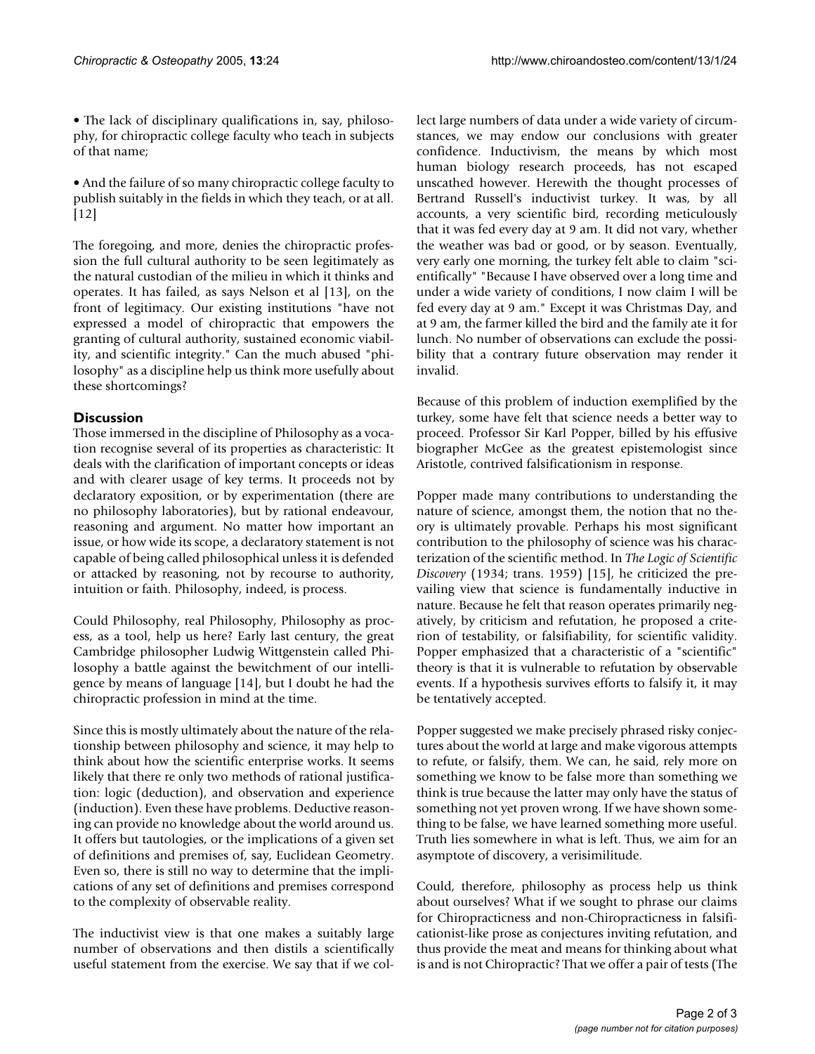- The lack of disciplinary qualifications in, say, philosophy, for chiropractic college faculty who teach in subjects of that name;

- And the failure of so many chiropractic college faculty to publish suitably in the fields in which they teach, or at all. [12]

The foregoing, and more, denies the chiropractic profession the full cultural authority to be seen legitimately as the natural custodian of the milieu in which it thinks and operates. It has failed, as says Nelson et al [13], on the front of legitimacy. Our existing institutions "have not expressed a model of chiropractic that empowers the granting of cultural authority, sustained economic viability, and scientific integrity." Can the much abused "philosophy" as a discipline help us think more usefully about these shortcomings?

## Discussion

Those immersed in the discipline of Philosophy as a vocation recognise several of its properties as characteristic: It deals with the clarification of important concepts or ideas and with clearer usage of key terms. It proceeds not by declaratory exposition, or by experimentation (there are no philosophy laboratories), but by rational endeavour, reasoning and argument. No matter how important an issue, or how wide its scope, a declaratory statement is not capable of being called philosophical unless it is defended or attacked by reasoning, not by recourse to authority, intuition or faith. Philosophy, indeed, is process.

Could Philosophy, real Philosophy, Philosophy as process, as a tool, help us here? Early last century, the great Cambridge philosopher Ludwig Wittgenstein called Philosophy a battle against the bewitchment of our intelligence by means of language [14], but I doubt he had the chiropractic profession in mind at the time.

Since this is mostly ultimately about the nature of the relationship between philosophy and science, it may help to think about how the scientific enterprise works. It seems likely that there re only two methods of rational justification: logic (deduction), and observation and experience (induction). Even these have problems. Deductive reasoning can provide no knowledge about the world around us. It offers but tautologies, or the implications of a given set of definitions and premises of, say, Euclidean Geometry. Even so, there is still no way to determine that the implications of any set of definitions and premises correspond to the complexity of observable reality.

The inductivist view is that one makes a suitably large number of observations and then distils a scientifically useful statement from the exercise. We say that if we collect large numbers of data under a wide variety of circumstances, we may endow our conclusions with greater confidence. Inductivism, the means by which most human biology research proceeds, has not escaped unscathed however. Herewith the thought processes of Bertrand Russell's inductivist turkey. It was, by all accounts, a very scientific bird, recording meticulously that it was fed every day at 9 am. It did not vary, whether the weather was bad or good, or by season. Eventually, very early one morning, the turkey felt able to claim "scientifically" "Because I have observed over a long time and under a wide variety of conditions, I now claim I will be fed every day at 9 am." Except it was Christmas Day, and at 9 am, the farmer killed the bird and the family ate it for lunch. No number of observations can exclude the possibility that a contrary future observation may render it invalid.

Because of this problem of induction exemplified by the turkey, some have felt that science needs a better way to proceed. Professor Sir Karl Popper, billed by his effusive biographer McGee as the greatest epistemologist since Aristotle, contrived falsificationism in response.

Popper made many contributions to understanding the nature of science, amongst them, the notion that no theory is ultimately provable. Perhaps his most significant contribution to the philosophy of science was his characterization of the scientific method. In *The Logic of Scientific Discovery* (1934; trans. 1959) [15], he criticized the prevailing view that science is fundamentally inductive in nature. Because he felt that reason operates primarily negatively, by criticism and refutation, he proposed a criterion of testability, or falsifiability, for scientific validity. Popper emphasized that a characteristic of a "scientific" theory is that it is vulnerable to refutation by observable events. If a hypothesis survives efforts to falsify it, it may be tentatively accepted.

Popper suggested we make precisely phrased risky conjectures about the world at large and make vigorous attempts to refute, or falsify, them. We can, he said, rely more on something we know to be false more than something we think is true because the latter may only have the status of something not yet proven wrong. If we have shown something to be false, we have learned something more useful. Truth lies somewhere in what is left. Thus, we aim for an asymptote of discovery, a verisimilitude.

Could, therefore, philosophy as process help us think about ourselves? What if we sought to phrase our claims for Chiropracticness and non-Chiropracticness in falsificationist-like prose as conjectures inviting refutation, and thus provide the meat and means for thinking about what is and is not Chiropractic? That we offer a pair of tests (The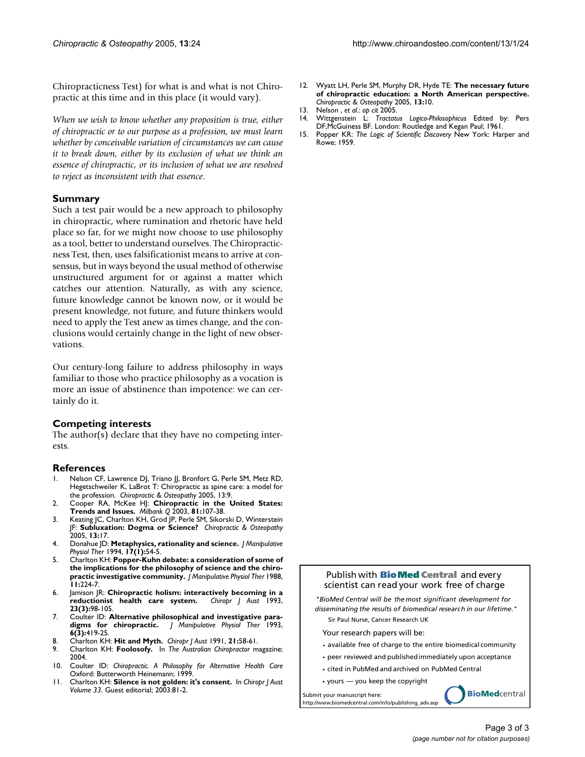Chiropracticness Test) for what is and what is not Chiropractic at this time and in this place (it would vary).

*When we wish to know whether any proposition is true, either of chiropractic or to our purpose as a profession, we must learn whether by conceivable variation of circumstances we can cause it to break down, either by its exclusion of what we think an essence of chiropractic, or its inclusion of what we are resolved to reject as inconsistent with that essence.*

## Summary

Such a test pair would be a new approach to philosophy in chiropractic, where rumination and rhetoric have held place so far, for we might now choose to use philosophy as a tool, better to understand ourselves. The Chiropracticness Test, then, uses falsificationist means to arrive at consensus, but in ways beyond the usual method of otherwise unstructured argument for or against a matter which catches our attention. Naturally, as with any science, future knowledge cannot be known now, or it would be present knowledge, not future, and future thinkers would need to apply the Test anew as times change, and the conclusions would certainly change in the light of new observations.

Our century-long failure to address philosophy in ways familiar to those who practice philosophy as a vocation is more an issue of abstinence than impotence: we can certainly do it.

## Competing interests

The author(s) declare that they have no competing interests.

## References

1. Nelson CF, Lawrence DJ, Triano JJ, Bronfort G, Perle SM, Metz RD, Hegetschweiler K, LaBrot T: Chiropractic as spine care: a model for the profession. *Chiropractic & Osteopathy* 2005, 13:9.
2. Cooper RA, McKee HJ: **Chiropractic in the United States: Trends and Issues.** *Milbank Q* 2003, **81:**107-38.
3. Keating JC, Charlton KH, Grod JP, Perle SM, Sikorski D, Winterstein JF: **Subluxation: Dogma or Science?** *Chiropractic & Osteopathy* 2005, **13:**17.
4. Donahue JD: **Metaphysics, rationality and science.** *J Manipulative Physiol Ther* 1994, **17(1):**54-5.
5. Charlton KH: **Popper-Kuhn debate: a consideration of some of the implications for the philosophy of science and the chiropractic investigative community.** *J Manipulative Physiol Ther* 1988, **11:**224-7.
6. Jamison JR: **Chiropractic holism: interactively becoming in a reductionist health care system.** *Chiropr J Aust* 1993, **23(3):**98-105.
7. Coulter ID: **Alternative philosophical and investigative paradigms for chiropractic.** *J Manipulative Physiol Ther* 1993, **6(3):**419-25.
8. Charlton KH: **Hit and Myth.** *Chiropr J Aust* 1991, **21:**58-61.
9. Charlton KH: **Foolosofy.** In *The Australian Chiropractor* magazine; 2004.
10. Coulter ID: *Chiropractic. A Philosophy for Alternative Health Care* Oxford: Butterworth Heinemann; 1999.
11. Charlton KH: **Silence is not golden: it's consent.** In *Chiropr J Aust Volume 33*. Guest editorial; 2003:81-2.
12. Wyatt LH, Perle SM, Murphy DR, Hyde TE: **The necessary future of chiropractic education: a North American perspective.** *Chiropractic & Osteopathy* 2005, **13:**10.
13. Nelson , *et al.*: *op cit* 2005.
14. Wittgenstein L: *Tractatus Logico-Philosophicus* Edited by: Pers DF,McGuiness BF. London: Routledge and Kegan Paul; 1961.
15. Popper KR: *The Logic of Scientific Discovery* New York: Harper and Rowe; 1959.

Publish with **BioMed Central** and every scientist can read your work free of charge

*"BioMed Central will be the most significant development for disseminating the results of biomedical research in our lifetime."*

Sir Paul Nurse, Cancer Research UK

Your research papers will be:

- available free of charge to the entire biomedical community
- peer reviewed and published immediately upon acceptance
- cited in PubMed and archived on PubMed Central
- yours — you keep the copyright

Submit your manuscript here:
http://www.biomedcentral.com/info/publishing_adv.asp

BioMedcentral